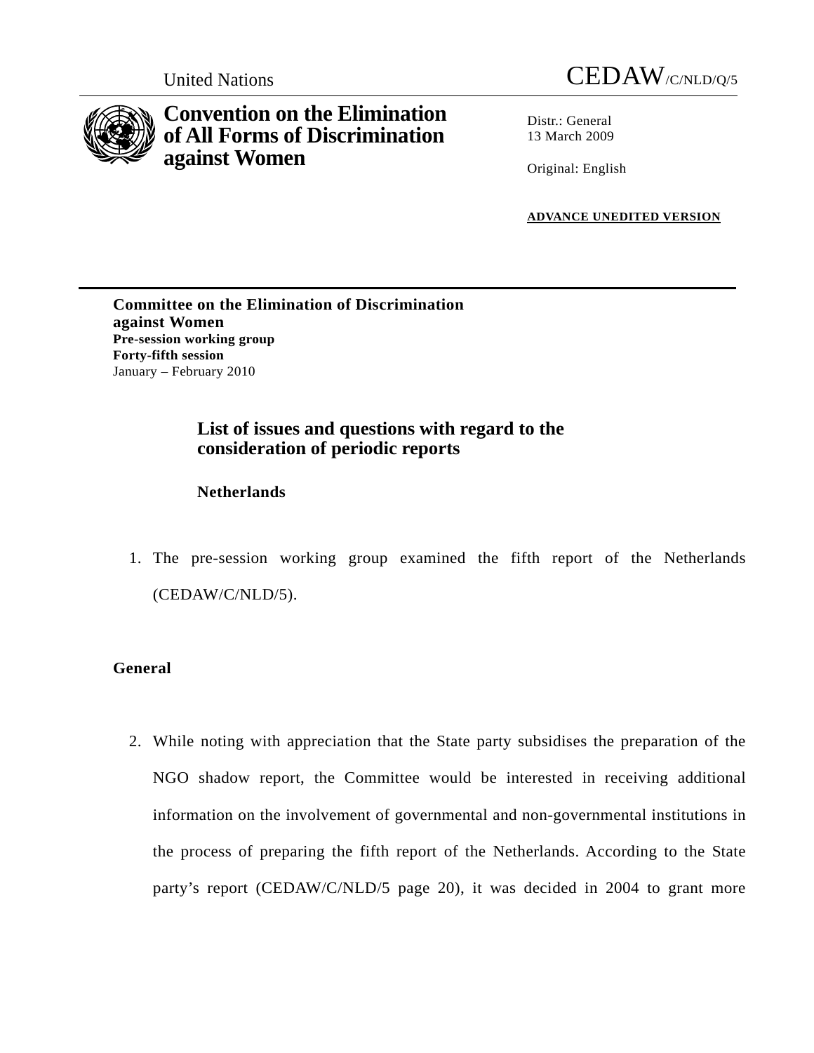United Nations

CEDAW/C/NLD/Q/5

# Convention on the Elimination of All Forms of Discrimination against Women

Distr.: General
13 March 2009

Original: English

**ADVANCE UNEDITED VERSION**

**Committee on the Elimination of Discrimination against Women**
**Pre-session working group**
**Forty-fifth session**
January – February 2010

## List of issues and questions with regard to the consideration of periodic reports

### Netherlands

1. The pre-session working group examined the fifth report of the Netherlands (CEDAW/C/NLD/5).

### General

2. While noting with appreciation that the State party subsidises the preparation of the NGO shadow report, the Committee would be interested in receiving additional information on the involvement of governmental and non-governmental institutions in the process of preparing the fifth report of the Netherlands. According to the State party's report (CEDAW/C/NLD/5 page 20), it was decided in 2004 to grant more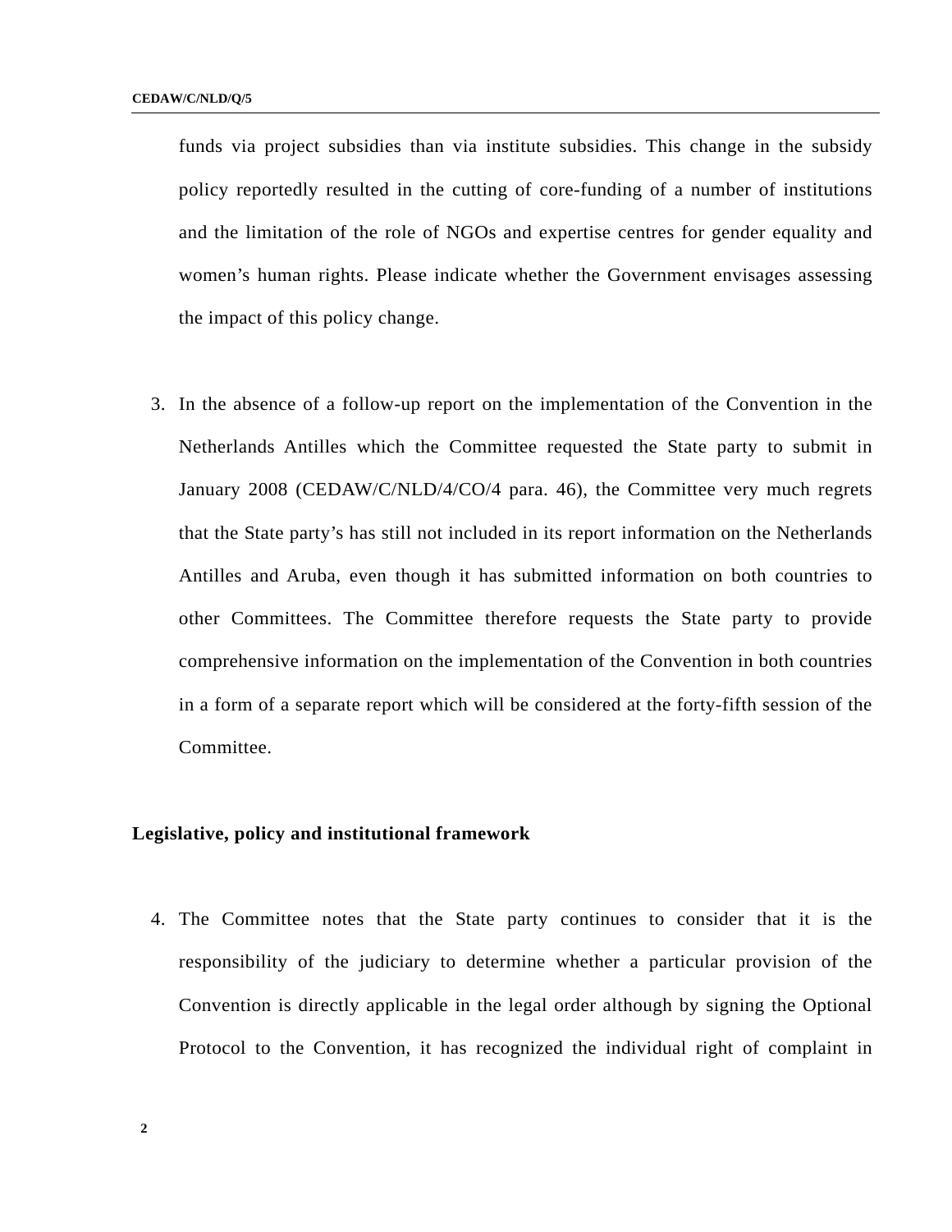funds via project subsidies than via institute subsidies. This change in the subsidy policy reportedly resulted in the cutting of core-funding of a number of institutions and the limitation of the role of NGOs and expertise centres for gender equality and women's human rights. Please indicate whether the Government envisages assessing the impact of this policy change.

3. In the absence of a follow-up report on the implementation of the Convention in the Netherlands Antilles which the Committee requested the State party to submit in January 2008 (CEDAW/C/NLD/4/CO/4 para. 46), the Committee very much regrets that the State party's has still not included in its report information on the Netherlands Antilles and Aruba, even though it has submitted information on both countries to other Committees. The Committee therefore requests the State party to provide comprehensive information on the implementation of the Convention in both countries in a form of a separate report which will be considered at the forty-fifth session of the Committee.

## Legislative, policy and institutional framework

4. The Committee notes that the State party continues to consider that it is the responsibility of the judiciary to determine whether a particular provision of the Convention is directly applicable in the legal order although by signing the Optional Protocol to the Convention, it has recognized the individual right of complaint in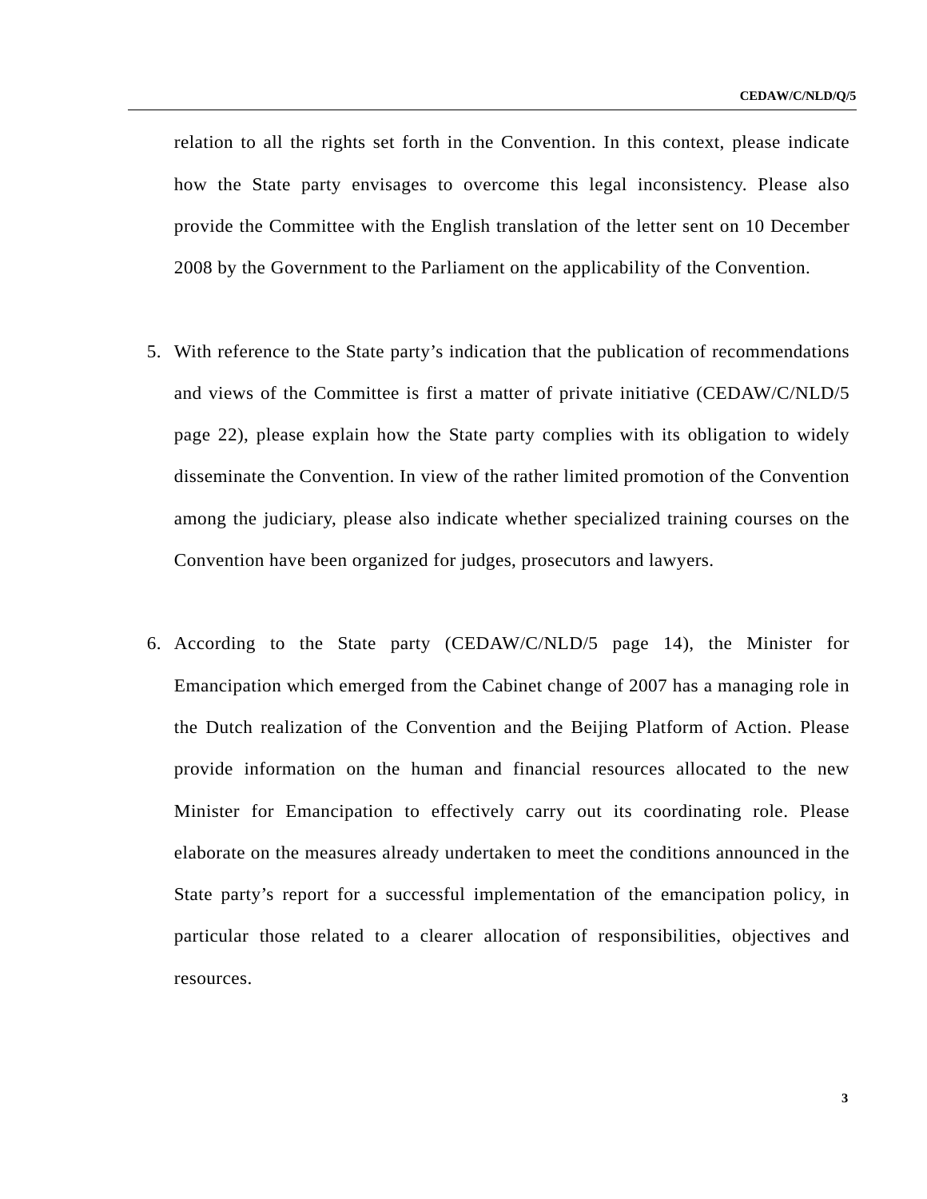relation to all the rights set forth in the Convention. In this context, please indicate how the State party envisages to overcome this legal inconsistency. Please also provide the Committee with the English translation of the letter sent on 10 December 2008 by the Government to the Parliament on the applicability of the Convention.

5. With reference to the State party's indication that the publication of recommendations and views of the Committee is first a matter of private initiative (CEDAW/C/NLD/5 page 22), please explain how the State party complies with its obligation to widely disseminate the Convention. In view of the rather limited promotion of the Convention among the judiciary, please also indicate whether specialized training courses on the Convention have been organized for judges, prosecutors and lawyers.

6. According to the State party (CEDAW/C/NLD/5 page 14), the Minister for Emancipation which emerged from the Cabinet change of 2007 has a managing role in the Dutch realization of the Convention and the Beijing Platform of Action. Please provide information on the human and financial resources allocated to the new Minister for Emancipation to effectively carry out its coordinating role. Please elaborate on the measures already undertaken to meet the conditions announced in the State party's report for a successful implementation of the emancipation policy, in particular those related to a clearer allocation of responsibilities, objectives and resources.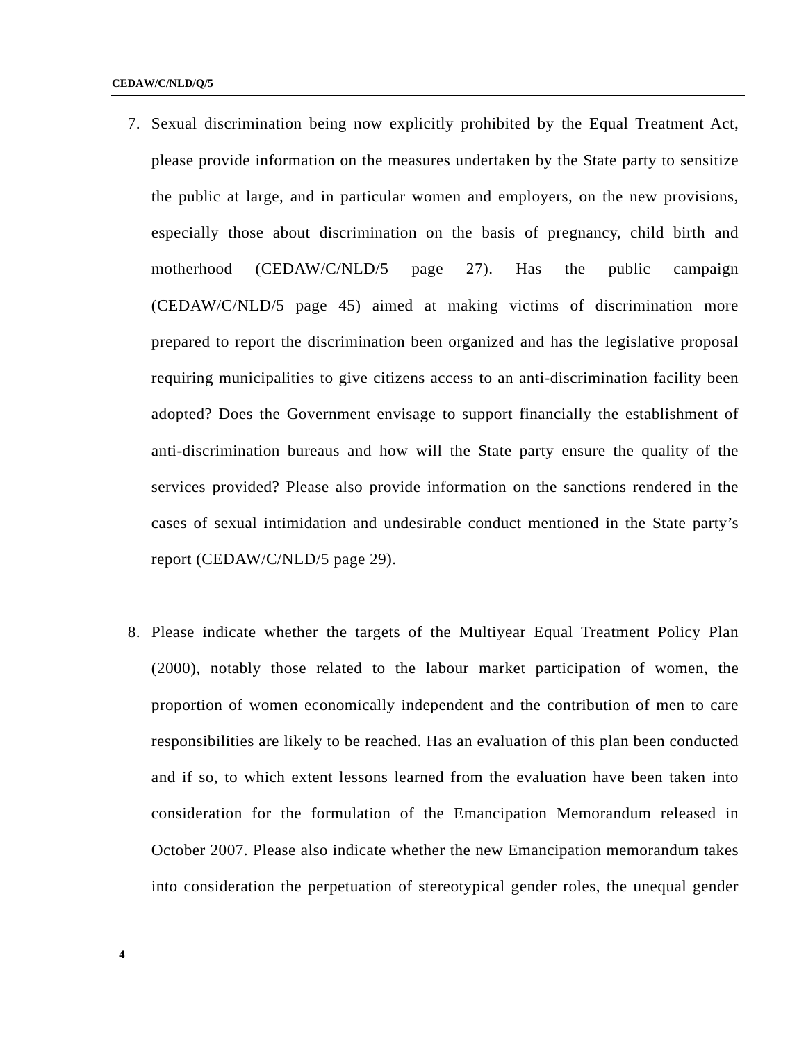7. Sexual discrimination being now explicitly prohibited by the Equal Treatment Act, please provide information on the measures undertaken by the State party to sensitize the public at large, and in particular women and employers, on the new provisions, especially those about discrimination on the basis of pregnancy, child birth and motherhood (CEDAW/C/NLD/5 page 27). Has the public campaign (CEDAW/C/NLD/5 page 45) aimed at making victims of discrimination more prepared to report the discrimination been organized and has the legislative proposal requiring municipalities to give citizens access to an anti-discrimination facility been adopted? Does the Government envisage to support financially the establishment of anti-discrimination bureaus and how will the State party ensure the quality of the services provided? Please also provide information on the sanctions rendered in the cases of sexual intimidation and undesirable conduct mentioned in the State party's report (CEDAW/C/NLD/5 page 29).

8. Please indicate whether the targets of the Multiyear Equal Treatment Policy Plan (2000), notably those related to the labour market participation of women, the proportion of women economically independent and the contribution of men to care responsibilities are likely to be reached. Has an evaluation of this plan been conducted and if so, to which extent lessons learned from the evaluation have been taken into consideration for the formulation of the Emancipation Memorandum released in October 2007. Please also indicate whether the new Emancipation memorandum takes into consideration the perpetuation of stereotypical gender roles, the unequal gender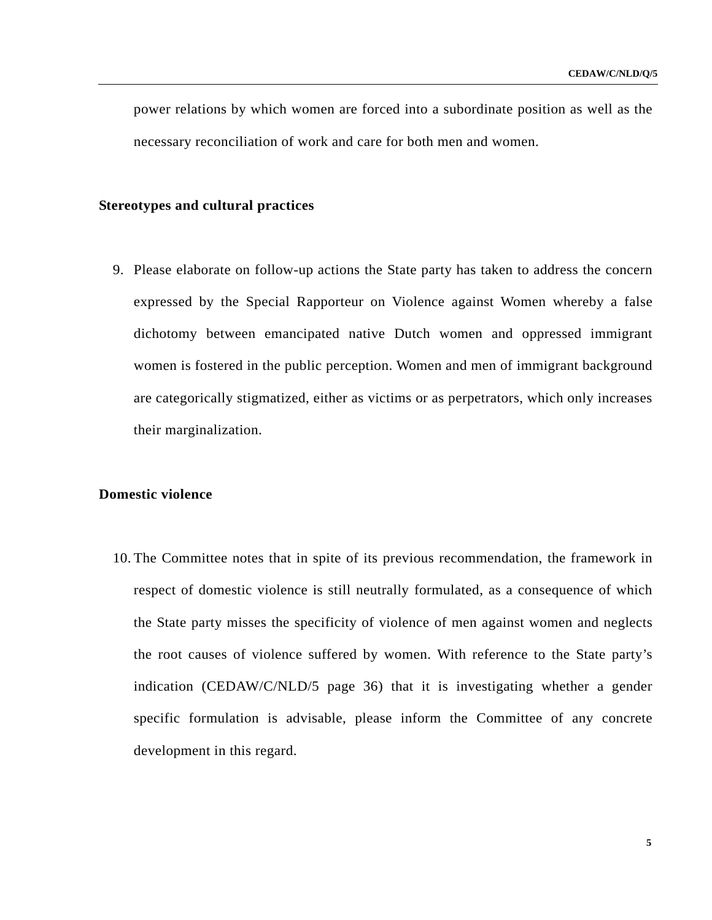power relations by which women are forced into a subordinate position as well as the necessary reconciliation of work and care for both men and women.

**Stereotypes and cultural practices**

9. Please elaborate on follow-up actions the State party has taken to address the concern expressed by the Special Rapporteur on Violence against Women whereby a false dichotomy between emancipated native Dutch women and oppressed immigrant women is fostered in the public perception. Women and men of immigrant background are categorically stigmatized, either as victims or as perpetrators, which only increases their marginalization.

**Domestic violence**

10. The Committee notes that in spite of its previous recommendation, the framework in respect of domestic violence is still neutrally formulated, as a consequence of which the State party misses the specificity of violence of men against women and neglects the root causes of violence suffered by women. With reference to the State party's indication (CEDAW/C/NLD/5 page 36) that it is investigating whether a gender specific formulation is advisable, please inform the Committee of any concrete development in this regard.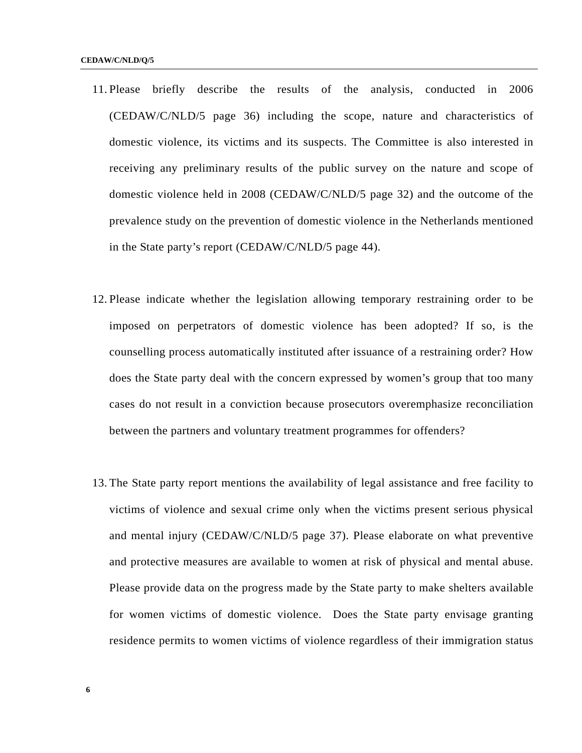11. Please briefly describe the results of the analysis, conducted in 2006 (CEDAW/C/NLD/5 page 36) including the scope, nature and characteristics of domestic violence, its victims and its suspects. The Committee is also interested in receiving any preliminary results of the public survey on the nature and scope of domestic violence held in 2008 (CEDAW/C/NLD/5 page 32) and the outcome of the prevalence study on the prevention of domestic violence in the Netherlands mentioned in the State party's report (CEDAW/C/NLD/5 page 44).

12. Please indicate whether the legislation allowing temporary restraining order to be imposed on perpetrators of domestic violence has been adopted? If so, is the counselling process automatically instituted after issuance of a restraining order? How does the State party deal with the concern expressed by women's group that too many cases do not result in a conviction because prosecutors overemphasize reconciliation between the partners and voluntary treatment programmes for offenders?

13. The State party report mentions the availability of legal assistance and free facility to victims of violence and sexual crime only when the victims present serious physical and mental injury (CEDAW/C/NLD/5 page 37). Please elaborate on what preventive and protective measures are available to women at risk of physical and mental abuse. Please provide data on the progress made by the State party to make shelters available for women victims of domestic violence. Does the State party envisage granting residence permits to women victims of violence regardless of their immigration status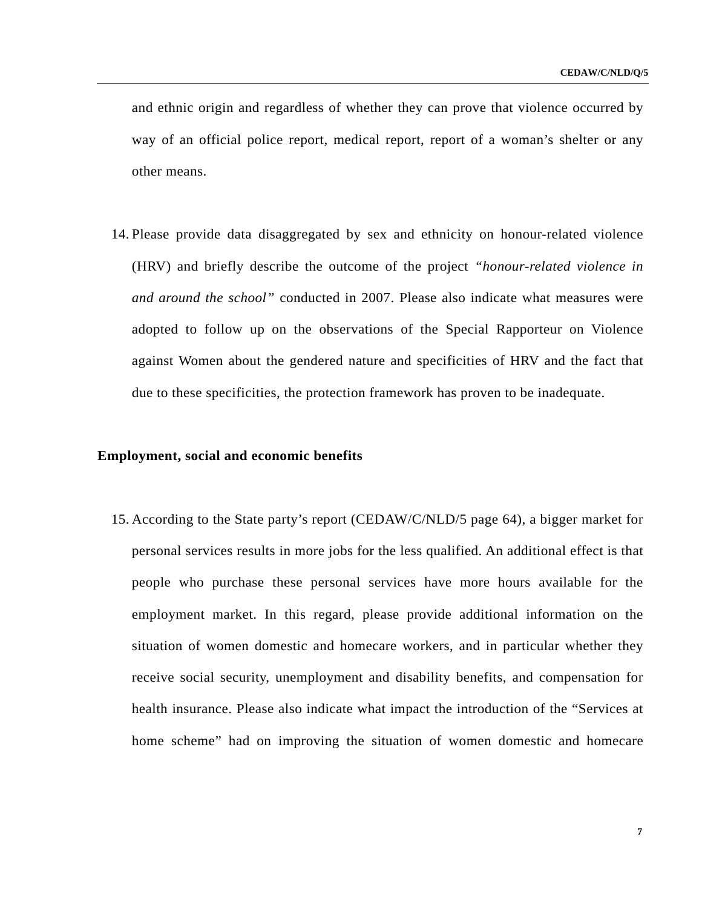and ethnic origin and regardless of whether they can prove that violence occurred by way of an official police report, medical report, report of a woman's shelter or any other means.

14. Please provide data disaggregated by sex and ethnicity on honour-related violence (HRV) and briefly describe the outcome of the project *"honour-related violence in and around the school"* conducted in 2007. Please also indicate what measures were adopted to follow up on the observations of the Special Rapporteur on Violence against Women about the gendered nature and specificities of HRV and the fact that due to these specificities, the protection framework has proven to be inadequate.

**Employment, social and economic benefits**

15. According to the State party's report (CEDAW/C/NLD/5 page 64), a bigger market for personal services results in more jobs for the less qualified. An additional effect is that people who purchase these personal services have more hours available for the employment market. In this regard, please provide additional information on the situation of women domestic and homecare workers, and in particular whether they receive social security, unemployment and disability benefits, and compensation for health insurance. Please also indicate what impact the introduction of the "Services at home scheme" had on improving the situation of women domestic and homecare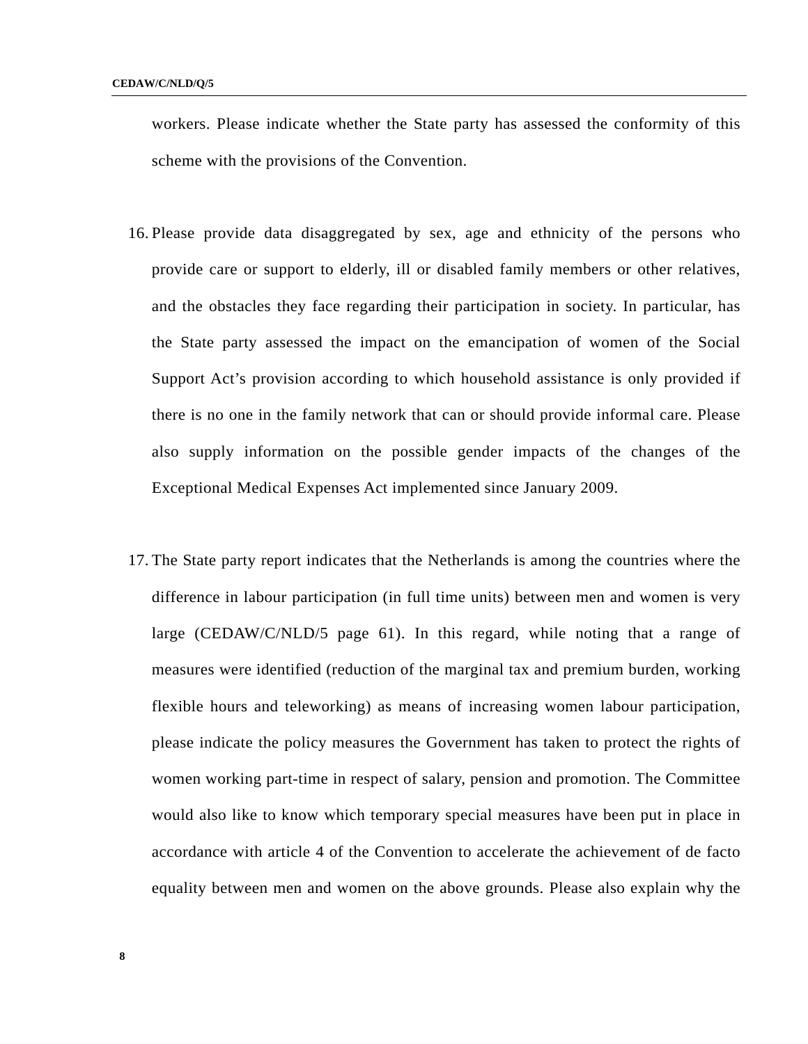workers. Please indicate whether the State party has assessed the conformity of this scheme with the provisions of the Convention.

16. Please provide data disaggregated by sex, age and ethnicity of the persons who provide care or support to elderly, ill or disabled family members or other relatives, and the obstacles they face regarding their participation in society. In particular, has the State party assessed the impact on the emancipation of women of the Social Support Act's provision according to which household assistance is only provided if there is no one in the family network that can or should provide informal care. Please also supply information on the possible gender impacts of the changes of the Exceptional Medical Expenses Act implemented since January 2009.

17. The State party report indicates that the Netherlands is among the countries where the difference in labour participation (in full time units) between men and women is very large (CEDAW/C/NLD/5 page 61). In this regard, while noting that a range of measures were identified (reduction of the marginal tax and premium burden, working flexible hours and teleworking) as means of increasing women labour participation, please indicate the policy measures the Government has taken to protect the rights of women working part-time in respect of salary, pension and promotion. The Committee would also like to know which temporary special measures have been put in place in accordance with article 4 of the Convention to accelerate the achievement of de facto equality between men and women on the above grounds. Please also explain why the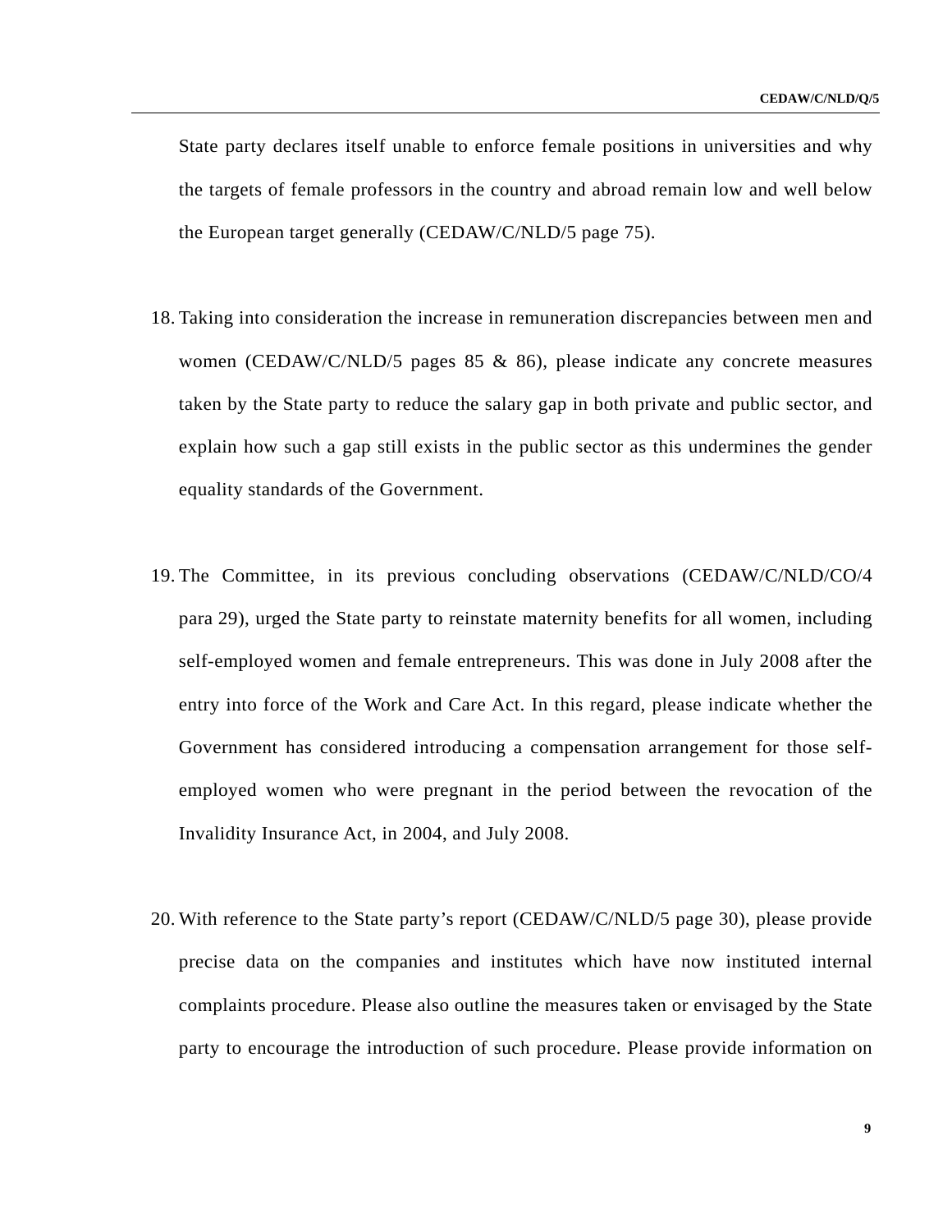State party declares itself unable to enforce female positions in universities and why the targets of female professors in the country and abroad remain low and well below the European target generally (CEDAW/C/NLD/5 page 75).

18. Taking into consideration the increase in remuneration discrepancies between men and women (CEDAW/C/NLD/5 pages 85 & 86), please indicate any concrete measures taken by the State party to reduce the salary gap in both private and public sector, and explain how such a gap still exists in the public sector as this undermines the gender equality standards of the Government.

19. The Committee, in its previous concluding observations (CEDAW/C/NLD/CO/4 para 29), urged the State party to reinstate maternity benefits for all women, including self-employed women and female entrepreneurs. This was done in July 2008 after the entry into force of the Work and Care Act. In this regard, please indicate whether the Government has considered introducing a compensation arrangement for those self-employed women who were pregnant in the period between the revocation of the Invalidity Insurance Act, in 2004, and July 2008.

20. With reference to the State party's report (CEDAW/C/NLD/5 page 30), please provide precise data on the companies and institutes which have now instituted internal complaints procedure. Please also outline the measures taken or envisaged by the State party to encourage the introduction of such procedure. Please provide information on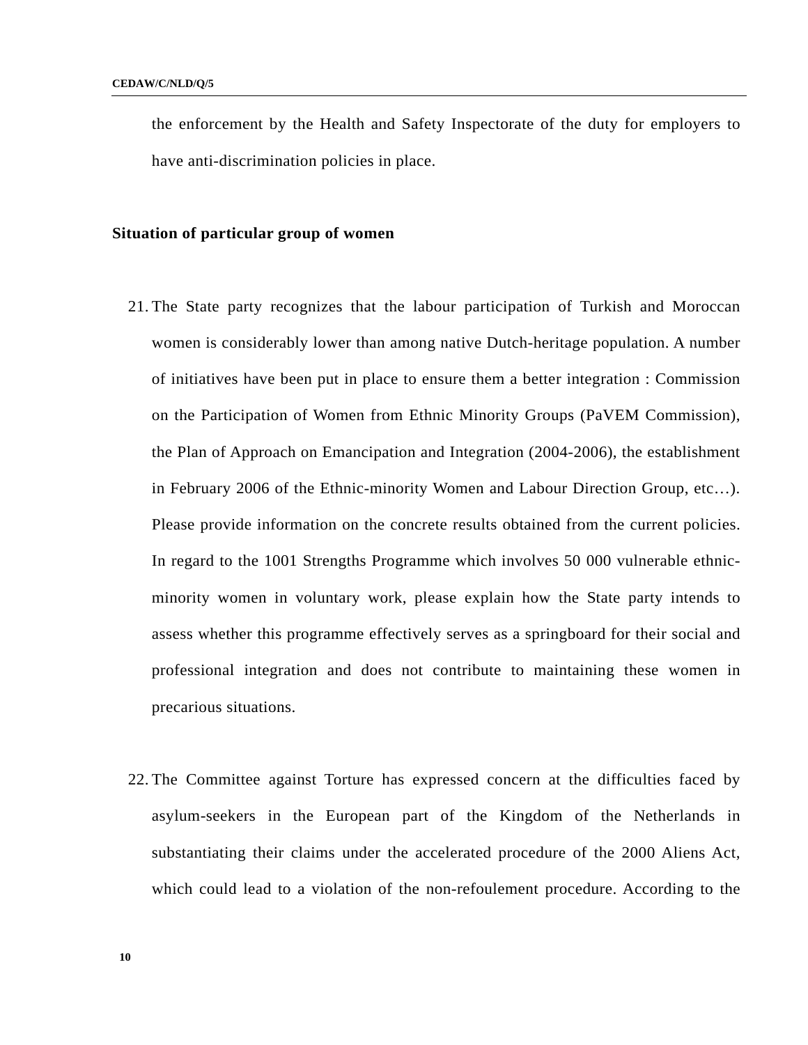the enforcement by the Health and Safety Inspectorate of the duty for employers to have anti-discrimination policies in place.

**Situation of particular group of women**

21. The State party recognizes that the labour participation of Turkish and Moroccan women is considerably lower than among native Dutch-heritage population. A number of initiatives have been put in place to ensure them a better integration : Commission on the Participation of Women from Ethnic Minority Groups (PaVEM Commission), the Plan of Approach on Emancipation and Integration (2004-2006), the establishment in February 2006 of the Ethnic-minority Women and Labour Direction Group, etc…). Please provide information on the concrete results obtained from the current policies. In regard to the 1001 Strengths Programme which involves 50 000 vulnerable ethnic-minority women in voluntary work, please explain how the State party intends to assess whether this programme effectively serves as a springboard for their social and professional integration and does not contribute to maintaining these women in precarious situations.

22. The Committee against Torture has expressed concern at the difficulties faced by asylum-seekers in the European part of the Kingdom of the Netherlands in substantiating their claims under the accelerated procedure of the 2000 Aliens Act, which could lead to a violation of the non-refoulement procedure. According to the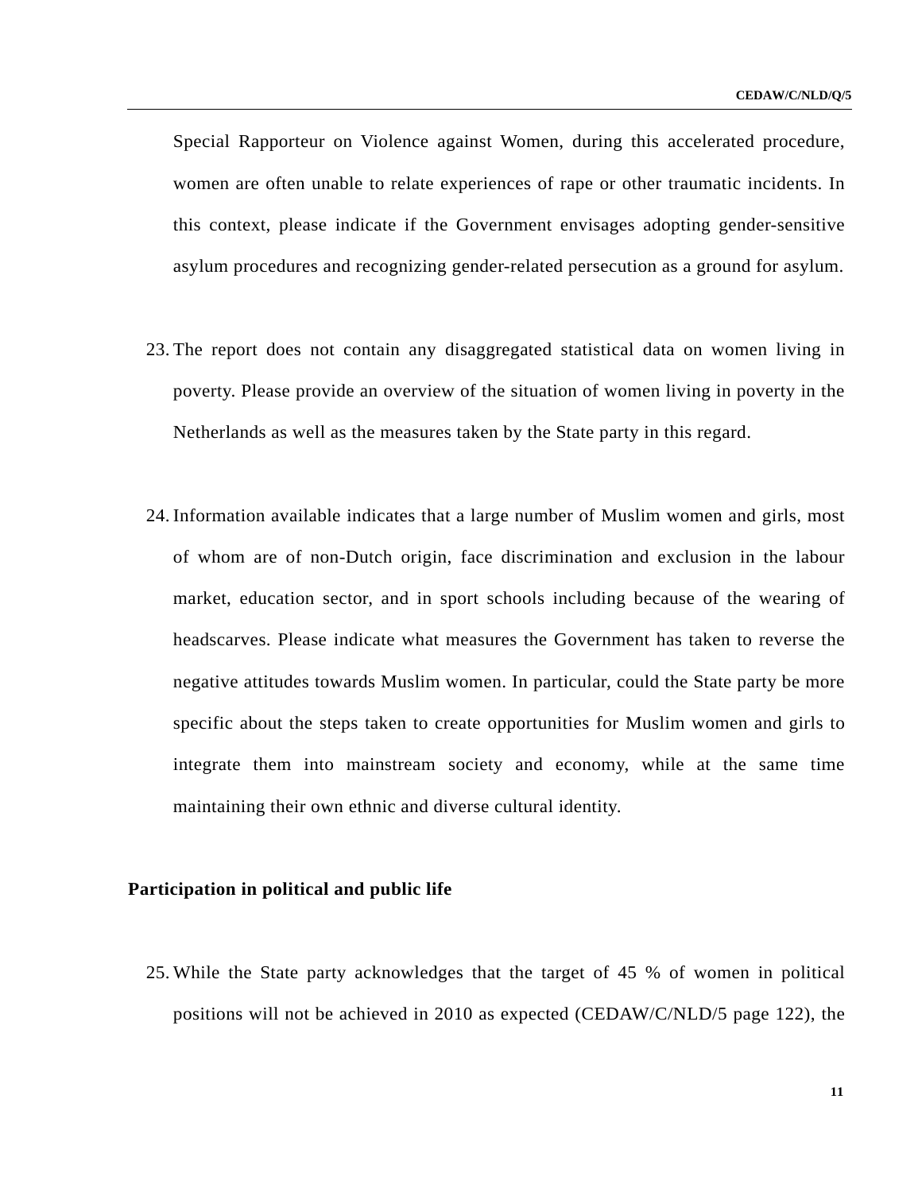Special Rapporteur on Violence against Women, during this accelerated procedure, women are often unable to relate experiences of rape or other traumatic incidents. In this context, please indicate if the Government envisages adopting gender-sensitive asylum procedures and recognizing gender-related persecution as a ground for asylum.

23. The report does not contain any disaggregated statistical data on women living in poverty. Please provide an overview of the situation of women living in poverty in the Netherlands as well as the measures taken by the State party in this regard.

24. Information available indicates that a large number of Muslim women and girls, most of whom are of non-Dutch origin, face discrimination and exclusion in the labour market, education sector, and in sport schools including because of the wearing of headscarves. Please indicate what measures the Government has taken to reverse the negative attitudes towards Muslim women. In particular, could the State party be more specific about the steps taken to create opportunities for Muslim women and girls to integrate them into mainstream society and economy, while at the same time maintaining their own ethnic and diverse cultural identity.

**Participation in political and public life**

25. While the State party acknowledges that the target of 45 % of women in political positions will not be achieved in 2010 as expected (CEDAW/C/NLD/5 page 122), the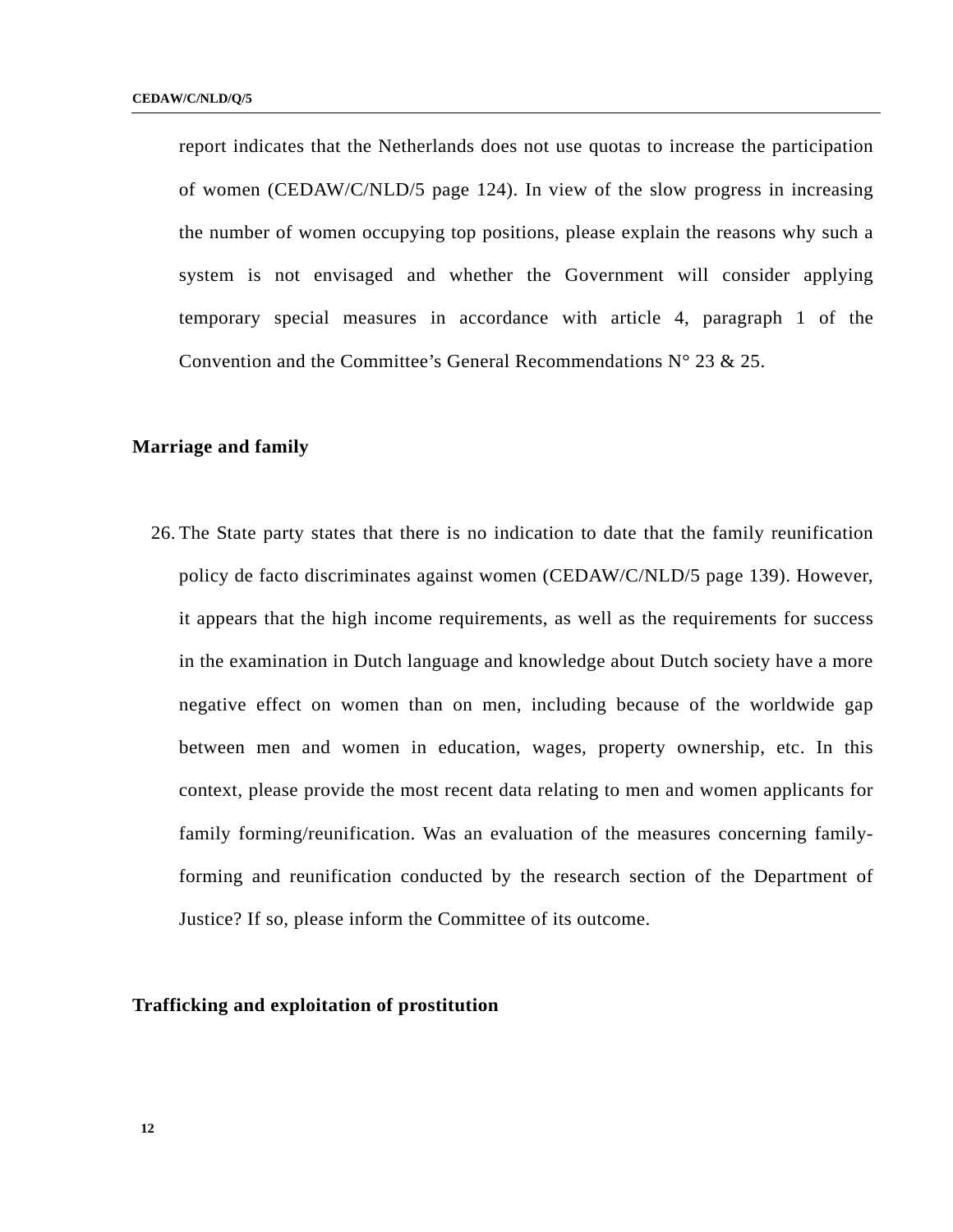report indicates that the Netherlands does not use quotas to increase the participation of women (CEDAW/C/NLD/5 page 124). In view of the slow progress in increasing the number of women occupying top positions, please explain the reasons why such a system is not envisaged and whether the Government will consider applying temporary special measures in accordance with article 4, paragraph 1 of the Convention and the Committee's General Recommendations N° 23 & 25.

## Marriage and family

26. The State party states that there is no indication to date that the family reunification policy de facto discriminates against women (CEDAW/C/NLD/5 page 139). However, it appears that the high income requirements, as well as the requirements for success in the examination in Dutch language and knowledge about Dutch society have a more negative effect on women than on men, including because of the worldwide gap between men and women in education, wages, property ownership, etc. In this context, please provide the most recent data relating to men and women applicants for family forming/reunification. Was an evaluation of the measures concerning family-forming and reunification conducted by the research section of the Department of Justice? If so, please inform the Committee of its outcome.

## Trafficking and exploitation of prostitution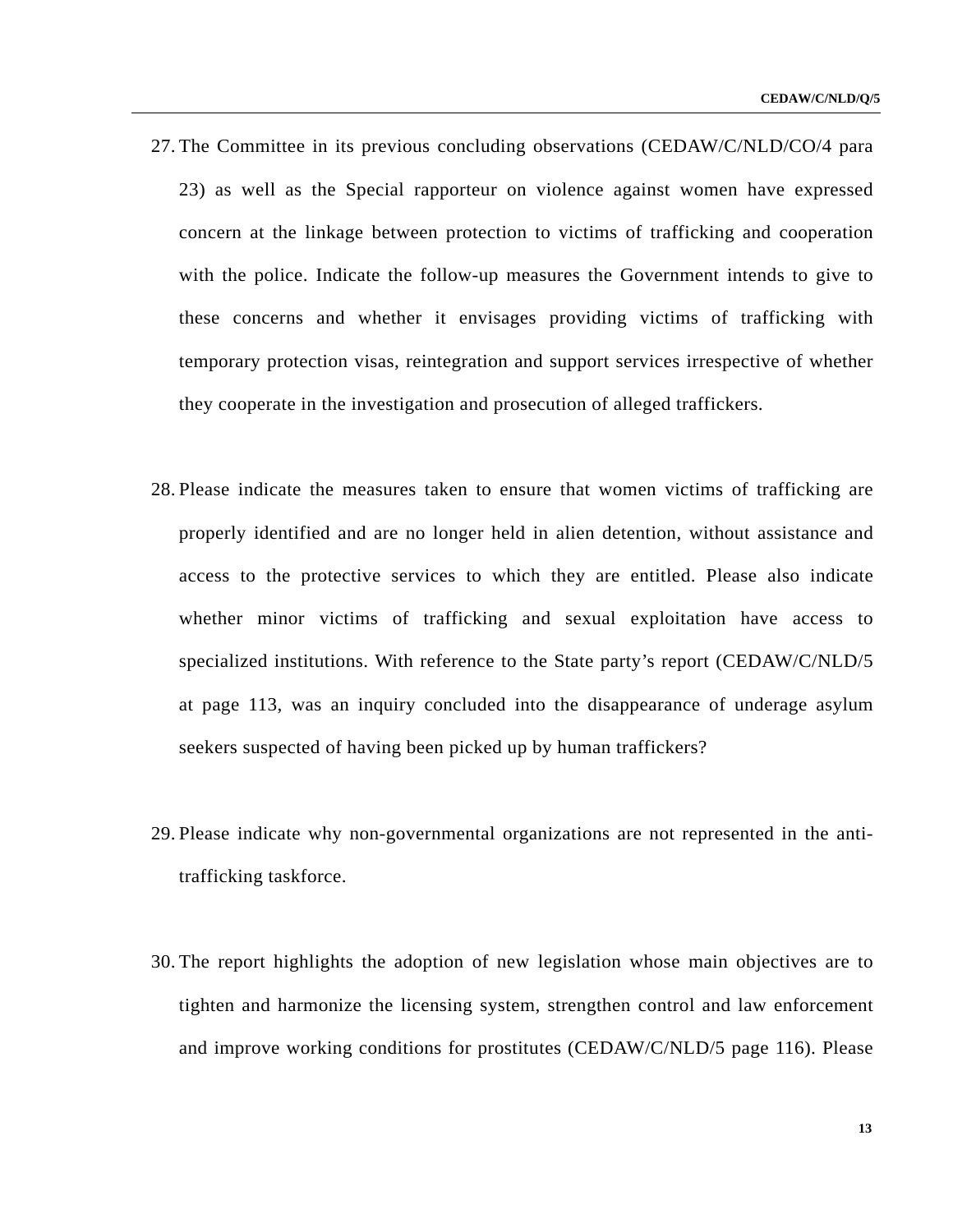27. The Committee in its previous concluding observations (CEDAW/C/NLD/CO/4 para 23) as well as the Special rapporteur on violence against women have expressed concern at the linkage between protection to victims of trafficking and cooperation with the police. Indicate the follow-up measures the Government intends to give to these concerns and whether it envisages providing victims of trafficking with temporary protection visas, reintegration and support services irrespective of whether they cooperate in the investigation and prosecution of alleged traffickers.

28. Please indicate the measures taken to ensure that women victims of trafficking are properly identified and are no longer held in alien detention, without assistance and access to the protective services to which they are entitled. Please also indicate whether minor victims of trafficking and sexual exploitation have access to specialized institutions. With reference to the State party's report (CEDAW/C/NLD/5 at page 113, was an inquiry concluded into the disappearance of underage asylum seekers suspected of having been picked up by human traffickers?

29. Please indicate why non-governmental organizations are not represented in the anti-trafficking taskforce.

30. The report highlights the adoption of new legislation whose main objectives are to tighten and harmonize the licensing system, strengthen control and law enforcement and improve working conditions for prostitutes (CEDAW/C/NLD/5 page 116). Please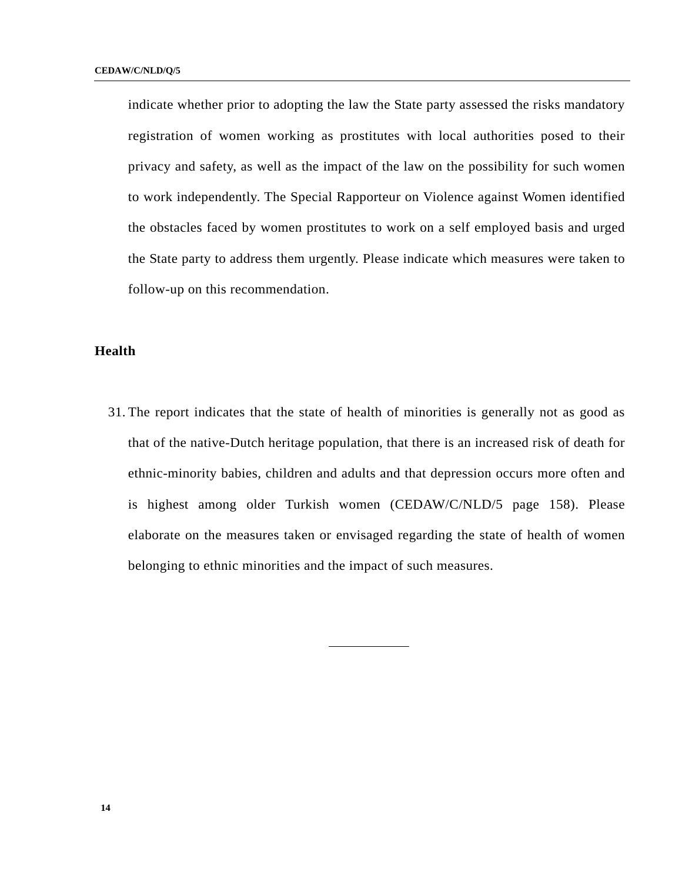indicate whether prior to adopting the law the State party assessed the risks mandatory registration of women working as prostitutes with local authorities posed to their privacy and safety, as well as the impact of the law on the possibility for such women to work independently. The Special Rapporteur on Violence against Women identified the obstacles faced by women prostitutes to work on a self employed basis and urged the State party to address them urgently. Please indicate which measures were taken to follow-up on this recommendation.

**Health**

31. The report indicates that the state of health of minorities is generally not as good as that of the native-Dutch heritage population, that there is an increased risk of death for ethnic-minority babies, children and adults and that depression occurs more often and is highest among older Turkish women (CEDAW/C/NLD/5 page 158). Please elaborate on the measures taken or envisaged regarding the state of health of women belonging to ethnic minorities and the impact of such measures.